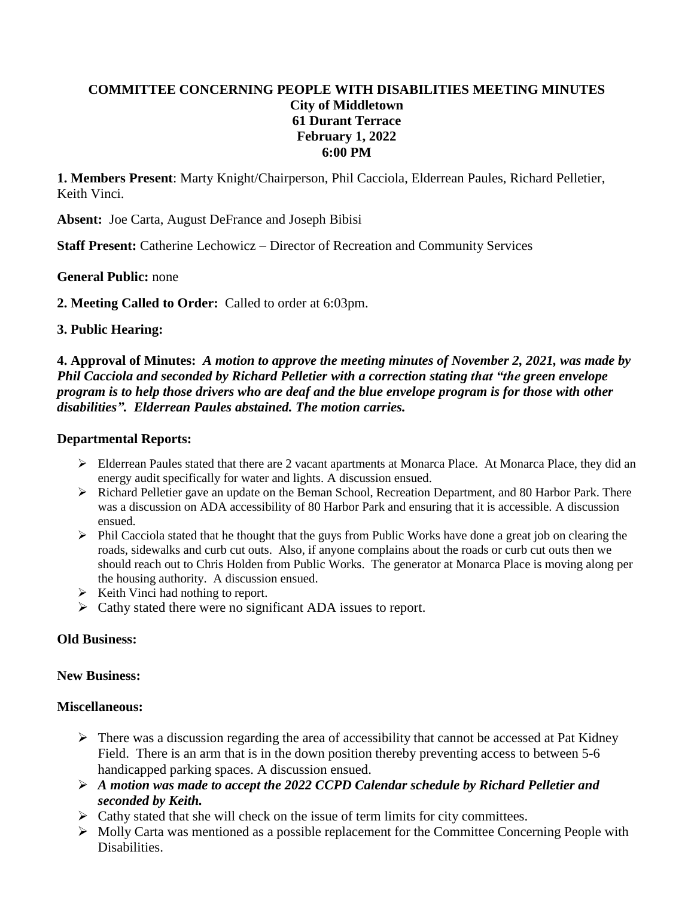# COMMITTEE CONCERNING PEOPLE WITH DISABILITIES MEETING MINUTES

**City of Middletown**
**61 Durant Terrace**
**February 1, 2022**
**6:00 PM**

**1. Members Present**: Marty Knight/Chairperson, Phil Cacciola, Elderrean Paules, Richard Pelletier, Keith Vinci.

**Absent:** Joe Carta, August DeFrance and Joseph Bibisi

**Staff Present:** Catherine Lechowicz – Director of Recreation and Community Services

**General Public:** none

**2. Meeting Called to Order:** Called to order at 6:03pm.

**3. Public Hearing:**

**4. Approval of Minutes:** ***A motion to approve the meeting minutes of November 2, 2021, was made by Phil Cacciola and seconded by Richard Pelletier with a correction stating that "the green envelope program is to help those drivers who are deaf and the blue envelope program is for those with other disabilities". Elderrean Paules abstained. The motion carries.***

**Departmental Reports:**

- Elderrean Paules stated that there are 2 vacant apartments at Monarca Place. At Monarca Place, they did an energy audit specifically for water and lights. A discussion ensued.
- Richard Pelletier gave an update on the Beman School, Recreation Department, and 80 Harbor Park. There was a discussion on ADA accessibility of 80 Harbor Park and ensuring that it is accessible. A discussion ensued.
- Phil Cacciola stated that he thought that the guys from Public Works have done a great job on clearing the roads, sidewalks and curb cut outs. Also, if anyone complains about the roads or curb cut outs then we should reach out to Chris Holden from Public Works. The generator at Monarca Place is moving along per the housing authority. A discussion ensued.
- Keith Vinci had nothing to report.
- Cathy stated there were no significant ADA issues to report.

**Old Business:**

**New Business:**

**Miscellaneous:**

- There was a discussion regarding the area of accessibility that cannot be accessed at Pat Kidney Field. There is an arm that is in the down position thereby preventing access to between 5-6 handicapped parking spaces. A discussion ensued.
- ***A motion was made to accept the 2022 CCPD Calendar schedule by Richard Pelletier and seconded by Keith.***
- Cathy stated that she will check on the issue of term limits for city committees.
- Molly Carta was mentioned as a possible replacement for the Committee Concerning People with Disabilities.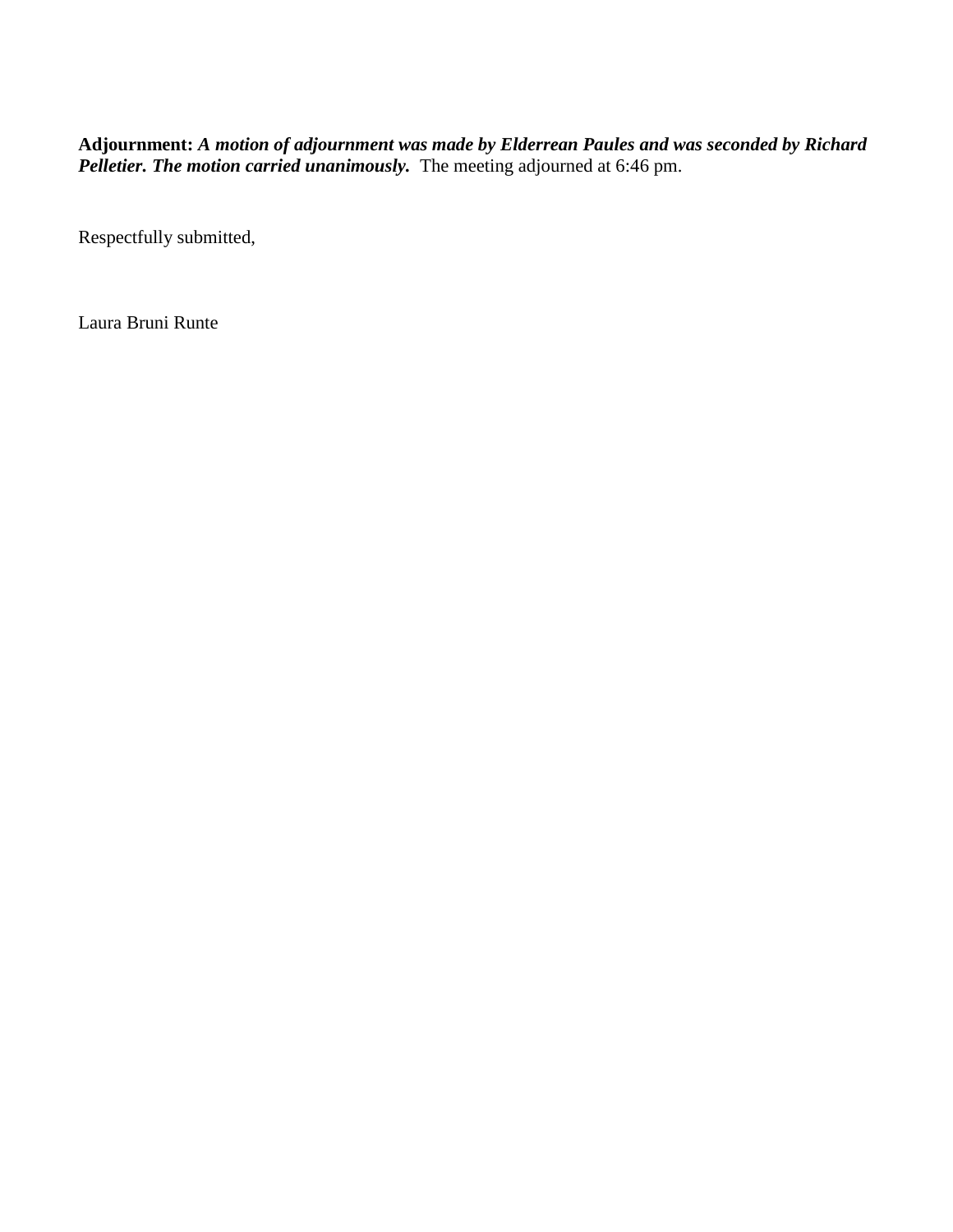**Adjournment:** ***A motion of adjournment was made by Elderrean Paules and was seconded by Richard Pelletier. The motion carried unanimously.*** The meeting adjourned at 6:46 pm.

Respectfully submitted,

Laura Bruni Runte